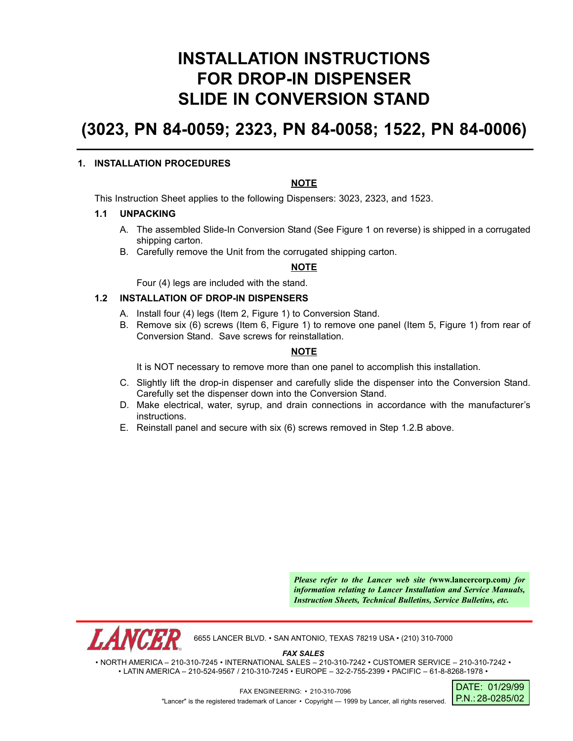# INSTALLATION INSTRUCTIONS FOR DROP-IN DISPENSER SLIDE IN CONVERSION STAND

# (3023, PN 84-0059; 2323, PN 84-0058; 1522, PN 84-0006)

## 1. INSTALLATION PROCEDURES

**NOTE**

This Instruction Sheet applies to the following Dispensers: 3023, 2323, and 1523.

### 1.1 UNPACKING

A. The assembled Slide-In Conversion Stand (See Figure 1 on reverse) is shipped in a corrugated shipping carton.

B. Carefully remove the Unit from the corrugated shipping carton.

**NOTE**

Four (4) legs are included with the stand.

### 1.2 INSTALLATION OF DROP-IN DISPENSERS

A. Install four (4) legs (Item 2, Figure 1) to Conversion Stand.

B. Remove six (6) screws (Item 6, Figure 1) to remove one panel (Item 5, Figure 1) from rear of Conversion Stand. Save screws for reinstallation.

**NOTE**

It is NOT necessary to remove more than one panel to accomplish this installation.

C. Slightly lift the drop-in dispenser and carefully slide the dispenser into the Conversion Stand. Carefully set the dispenser down into the Conversion Stand.

D. Make electrical, water, syrup, and drain connections in accordance with the manufacturer's instructions.

E. Reinstall panel and secure with six (6) screws removed in Step 1.2.B above.

***Please refer to the Lancer web site (www.lancercorp.com) for information relating to Lancer Installation and Service Manuals, Instruction Sheets, Technical Bulletins, Service Bulletins, etc.***

LANCER 6655 LANCER BLVD. • SAN ANTONIO, TEXAS 78219 USA • (210) 310-7000

***FAX SALES***

• NORTH AMERICA – 210-310-7245 • INTERNATIONAL SALES – 210-310-7242 • CUSTOMER SERVICE – 210-310-7242 •
• LATIN AMERICA – 210-524-9567 / 210-310-7245 • EUROPE – 32-2-755-2399 • PACIFIC – 61-8-8268-1978 •

FAX ENGINEERING: • 210-310-7096

"Lancer" is the registered trademark of Lancer • Copyright — 1999 by Lancer, all rights reserved.

DATE: 01/29/99
P.N.: 28-0285/02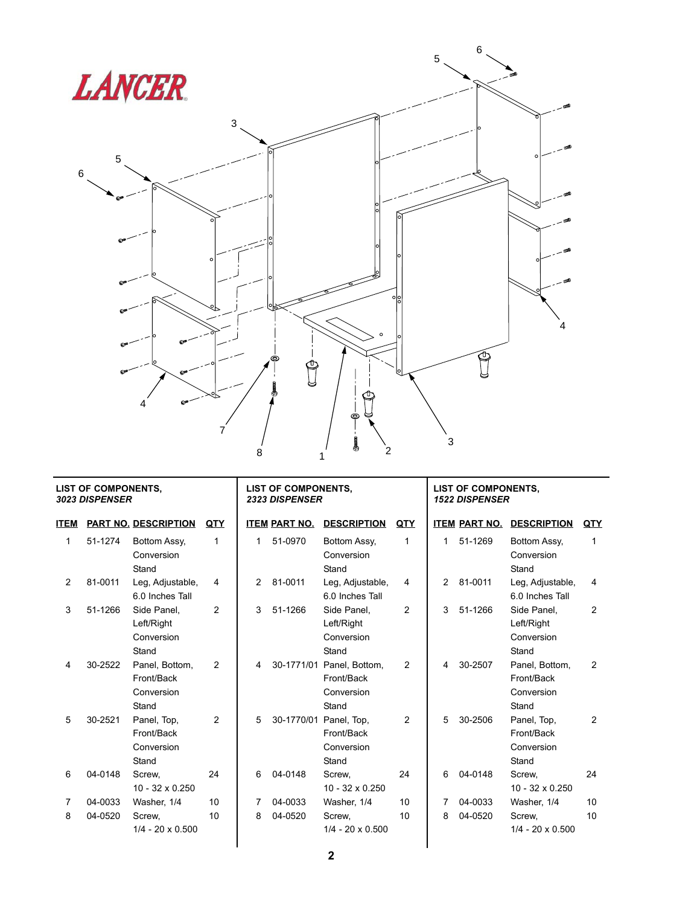LANCER

1
2
3
3
4
4
5
5
6
6
7
8

**LIST OF COMPONENTS,**
***3023 DISPENSER***

| ITEM | PART NO. | DESCRIPTION | QTY |
|---|---|---|---|
| 1 | 51-1274 | Bottom Assy, Conversion Stand | 1 |
| 2 | 81-0011 | Leg, Adjustable, 6.0 Inches Tall | 4 |
| 3 | 51-1266 | Side Panel, Left/Right Conversion Stand | 2 |
| 4 | 30-2522 | Panel, Bottom, Front/Back Conversion Stand | 2 |
| 5 | 30-2521 | Panel, Top, Front/Back Conversion Stand | 2 |
| 6 | 04-0148 | Screw, 10 - 32 x 0.250 | 24 |
| 7 | 04-0033 | Washer, 1/4 | 10 |
| 8 | 04-0520 | Screw, 1/4 - 20 x 0.500 | 10 |

**LIST OF COMPONENTS,**
***2323 DISPENSER***

| ITEM | PART NO. | DESCRIPTION | QTY |
|---|---|---|---|
| 1 | 51-0970 | Bottom Assy, Conversion Stand | 1 |
| 2 | 81-0011 | Leg, Adjustable, 6.0 Inches Tall | 4 |
| 3 | 51-1266 | Side Panel, Left/Right Conversion Stand | 2 |
| 4 | 30-1771/01 | Panel, Bottom, Front/Back Conversion Stand | 2 |
| 5 | 30-1770/01 | Panel, Top, Front/Back Conversion Stand | 2 |
| 6 | 04-0148 | Screw, 10 - 32 x 0.250 | 24 |
| 7 | 04-0033 | Washer, 1/4 | 10 |
| 8 | 04-0520 | Screw, 1/4 - 20 x 0.500 | 10 |

**LIST OF COMPONENTS,**
***1522 DISPENSER***

| ITEM | PART NO. | DESCRIPTION | QTY |
|---|---|---|---|
| 1 | 51-1269 | Bottom Assy, Conversion Stand | 1 |
| 2 | 81-0011 | Leg, Adjustable, 6.0 Inches Tall | 4 |
| 3 | 51-1266 | Side Panel, Left/Right Conversion Stand | 2 |
| 4 | 30-2507 | Panel, Bottom, Front/Back Conversion Stand | 2 |
| 5 | 30-2506 | Panel, Top, Front/Back Conversion Stand | 2 |
| 6 | 04-0148 | Screw, 10 - 32 x 0.250 | 24 |
| 7 | 04-0033 | Washer, 1/4 | 10 |
| 8 | 04-0520 | Screw, 1/4 - 20 x 0.500 | 10 |